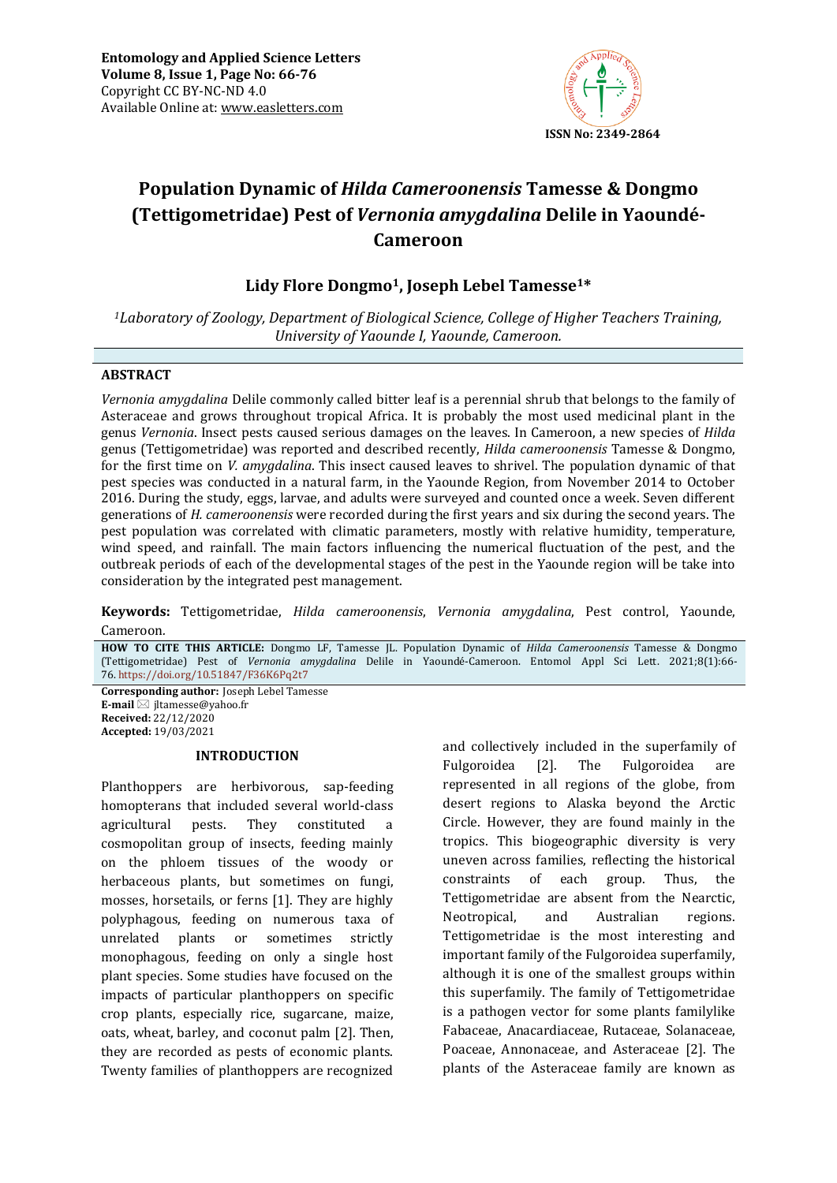Entomology and Applied Science Letters
Volume 8, Issue 1, Page No: 66-76
Copyright CC BY-NC-ND 4.0
Available Online at: www.easletters.com

ISSN No: 2349-2864

# Population Dynamic of *Hilda Cameroonensis* Tamesse & Dongmo (Tettigometridae) Pest of *Vernonia amygdalina* Delile in Yaoundé-Cameroon

## Lidy Flore Dongmo[1], Joseph Lebel Tamesse[1]*

[1]*Laboratory of Zoology, Department of Biological Science, College of Higher Teachers Training, University of Yaounde I, Yaounde, Cameroon.*

### ABSTRACT

*Vernonia amygdalina* Delile commonly called bitter leaf is a perennial shrub that belongs to the family of Asteraceae and grows throughout tropical Africa. It is probably the most used medicinal plant in the genus *Vernonia*. Insect pests caused serious damages on the leaves. In Cameroon, a new species of *Hilda* genus (Tettigometridae) was reported and described recently, *Hilda cameroonensis* Tamesse & Dongmo, for the first time on *V. amygdalina*. This insect caused leaves to shrivel. The population dynamic of that pest species was conducted in a natural farm, in the Yaounde Region, from November 2014 to October 2016. During the study, eggs, larvae, and adults were surveyed and counted once a week. Seven different generations of *H. cameroonensis* were recorded during the first years and six during the second years. The pest population was correlated with climatic parameters, mostly with relative humidity, temperature, wind speed, and rainfall. The main factors influencing the numerical fluctuation of the pest, and the outbreak periods of each of the developmental stages of the pest in the Yaounde region will be take into consideration by the integrated pest management.

**Keywords:** Tettigometridae, *Hilda cameroonensis*, *Vernonia amygdalina*, Pest control, Yaounde, Cameroon.

**HOW TO CITE THIS ARTICLE:** Dongmo LF, Tamesse JL. Population Dynamic of *Hilda Cameroonensis* Tamesse & Dongmo (Tettigometridae) Pest of *Vernonia amygdalina* Delile in Yaoundé-Cameroon. Entomol Appl Sci Lett. 2021;8(1):66-76. https://doi.org/10.51847/F36K6Pq2t7

**Corresponding author:** Joseph Lebel Tamesse
**E-mail** jltamesse@yahoo.fr
**Received:** 22/12/2020
**Accepted:** 19/03/2021

### INTRODUCTION

Planthoppers are herbivorous, sap-feeding homopterans that included several world-class agricultural pests. They constituted a cosmopolitan group of insects, feeding mainly on the phloem tissues of the woody or herbaceous plants, but sometimes on fungi, mosses, horsetails, or ferns [1]. They are highly polyphagous, feeding on numerous taxa of unrelated plants or sometimes strictly monophagous, feeding on only a single host plant species. Some studies have focused on the impacts of particular planthoppers on specific crop plants, especially rice, sugarcane, maize, oats, wheat, barley, and coconut palm [2]. Then, they are recorded as pests of economic plants. Twenty families of planthoppers are recognized and collectively included in the superfamily of Fulgoroidea [2]. The Fulgoroidea are represented in all regions of the globe, from desert regions to Alaska beyond the Arctic Circle. However, they are found mainly in the tropics. This biogeographic diversity is very uneven across families, reflecting the historical constraints of each group. Thus, the Tettigometridae are absent from the Nearctic, Neotropical, and Australian regions. Tettigometridae is the most interesting and important family of the Fulgoroidea superfamily, although it is one of the smallest groups within this superfamily. The family of Tettigometridae is a pathogen vector for some plants familylike Fabaceae, Anacardiaceae, Rutaceae, Solanaceae, Poaceae, Annonaceae, and Asteraceae [2]. The plants of the Asteraceae family are known as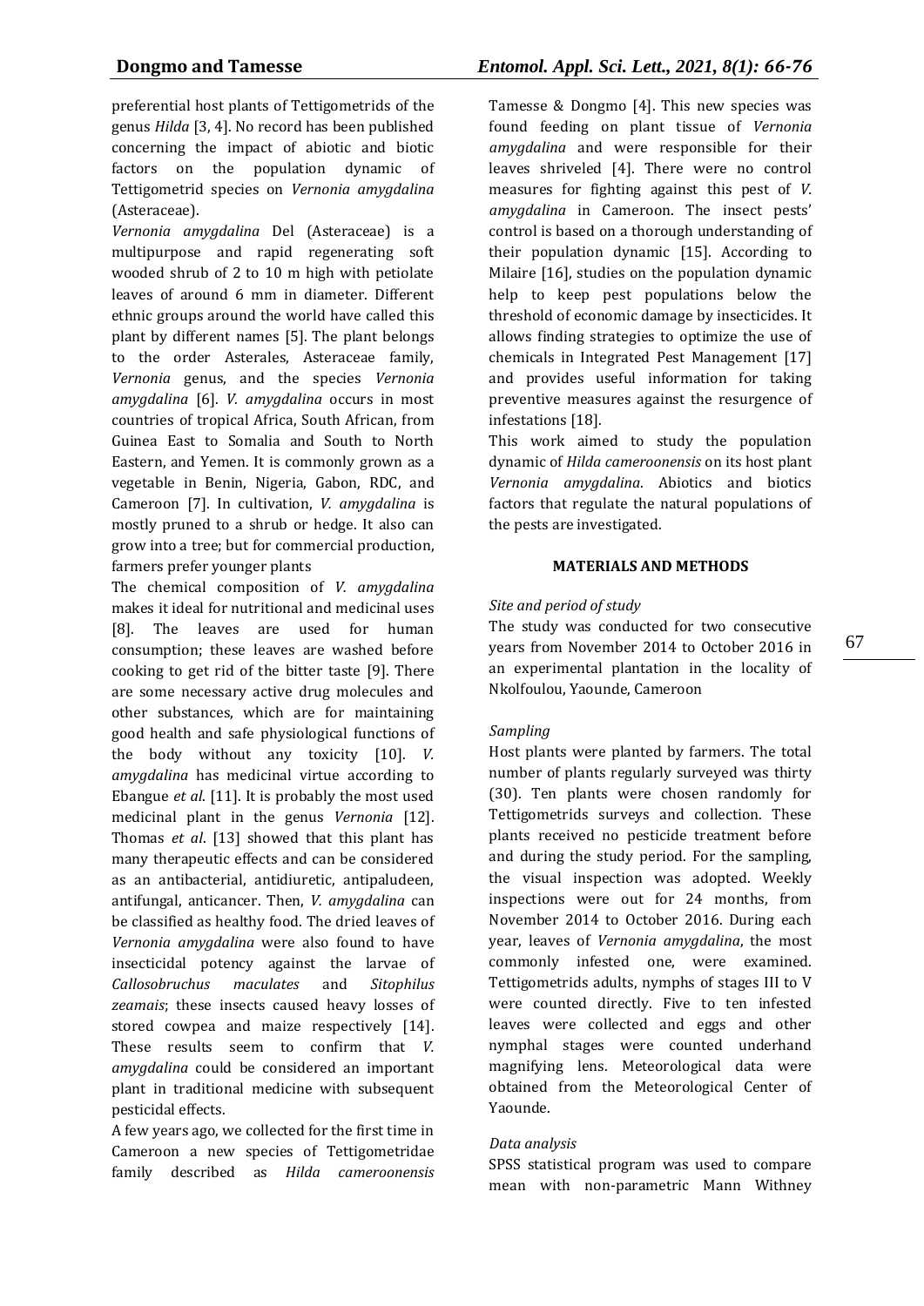preferential host plants of Tettigometrids of the genus *Hilda* [3, 4]. No record has been published concerning the impact of abiotic and biotic factors on the population dynamic of Tettigometrid species on *Vernonia amygdalina* (Asteraceae).

*Vernonia amygdalina* Del (Asteraceae) is a multipurpose and rapid regenerating soft wooded shrub of 2 to 10 m high with petiolate leaves of around 6 mm in diameter. Different ethnic groups around the world have called this plant by different names [5]. The plant belongs to the order Asterales, Asteraceae family, *Vernonia* genus, and the species *Vernonia amygdalina* [6]. *V. amygdalina* occurs in most countries of tropical Africa, South African, from Guinea East to Somalia and South to North Eastern, and Yemen. It is commonly grown as a vegetable in Benin, Nigeria, Gabon, RDC, and Cameroon [7]. In cultivation, *V. amygdalina* is mostly pruned to a shrub or hedge. It also can grow into a tree; but for commercial production, farmers prefer younger plants

The chemical composition of *V. amygdalina* makes it ideal for nutritional and medicinal uses [8]. The leaves are used for human consumption; these leaves are washed before cooking to get rid of the bitter taste [9]. There are some necessary active drug molecules and other substances, which are for maintaining good health and safe physiological functions of the body without any toxicity [10]. *V. amygdalina* has medicinal virtue according to Ebangue *et al*. [11]. It is probably the most used medicinal plant in the genus *Vernonia* [12]. Thomas *et al*. [13] showed that this plant has many therapeutic effects and can be considered as an antibacterial, antidiuretic, antipaludeen, antifungal, anticancer. Then, *V. amygdalina* can be classified as healthy food. The dried leaves of *Vernonia amygdalina* were also found to have insecticidal potency against the larvae of *Callosobruchus maculates* and *Sitophilus zeamais*; these insects caused heavy losses of stored cowpea and maize respectively [14]. These results seem to confirm that *V. amygdalina* could be considered an important plant in traditional medicine with subsequent pesticidal effects.

A few years ago, we collected for the first time in Cameroon a new species of Tettigometridae family described as *Hilda cameroonensis* Tamesse & Dongmo [4]. This new species was found feeding on plant tissue of *Vernonia amygdalina* and were responsible for their leaves shriveled [4]. There were no control measures for fighting against this pest of *V. amygdalina* in Cameroon. The insect pests' control is based on a thorough understanding of their population dynamic [15]. According to Milaire [16], studies on the population dynamic help to keep pest populations below the threshold of economic damage by insecticides. It allows finding strategies to optimize the use of chemicals in Integrated Pest Management [17] and provides useful information for taking preventive measures against the resurgence of infestations [18].

This work aimed to study the population dynamic of *Hilda cameroonensis* on its host plant *Vernonia amygdalina*. Abiotics and biotics factors that regulate the natural populations of the pests are investigated.

## MATERIALS AND METHODS

### *Site and period of study*

The study was conducted for two consecutive years from November 2014 to October 2016 in an experimental plantation in the locality of Nkolfoulou, Yaounde, Cameroon

### *Sampling*

Host plants were planted by farmers. The total number of plants regularly surveyed was thirty (30). Ten plants were chosen randomly for Tettigometrids surveys and collection. These plants received no pesticide treatment before and during the study period. For the sampling, the visual inspection was adopted. Weekly inspections were out for 24 months, from November 2014 to October 2016. During each year, leaves of *Vernonia amygdalina*, the most commonly infested one, were examined. Tettigometrids adults, nymphs of stages III to V were counted directly. Five to ten infested leaves were collected and eggs and other nymphal stages were counted underhand magnifying lens. Meteorological data were obtained from the Meteorological Center of Yaounde.

### *Data analysis*

SPSS statistical program was used to compare mean with non-parametric Mann Withney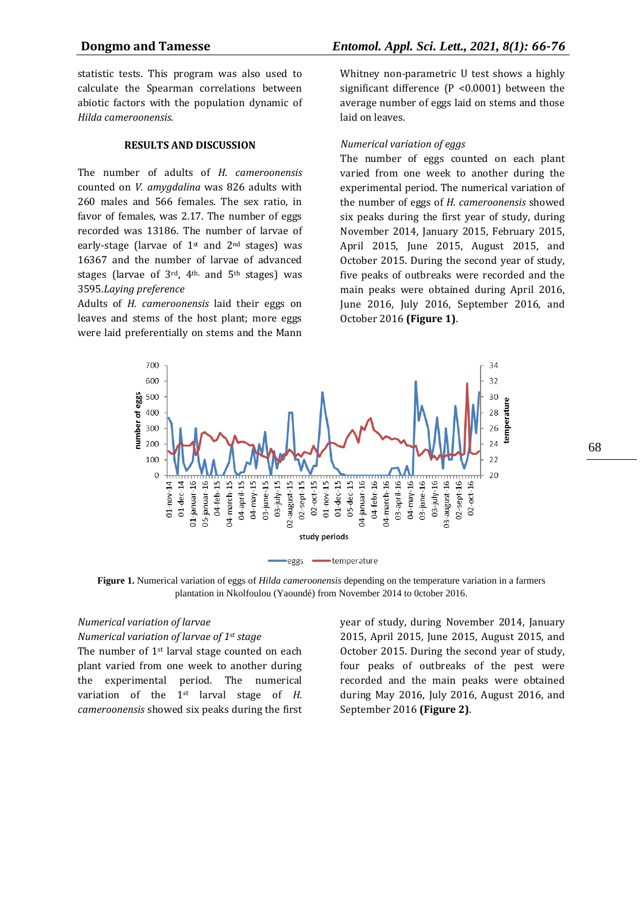statistic tests. This program was also used to calculate the Spearman correlations between abiotic factors with the population dynamic of *Hilda cameroonensis*.

## RESULTS AND DISCUSSION

The number of adults of *H. cameroonensis* counted on *V. amygdalina* was 826 adults with 260 males and 566 females. The sex ratio, in favor of females, was 2.17. The number of eggs recorded was 13186. The number of larvae of early-stage (larvae of 1st and 2nd stages) was 16367 and the number of larvae of advanced stages (larvae of 3rd, 4th, and 5th stages) was 3595.

*Laying preference*

Adults of *H. cameroonensis* laid their eggs on leaves and stems of the host plant; more eggs were laid preferentially on stems and the Mann Whitney non-parametric U test shows a highly significant difference (P <0.0001) between the average number of eggs laid on stems and those laid on leaves.

*Numerical variation of eggs*

The number of eggs counted on each plant varied from one week to another during the experimental period. The numerical variation of the number of eggs of *H. cameroonensis* showed six peaks during the first year of study, during November 2014, January 2015, February 2015, April 2015, June 2015, August 2015, and October 2015. During the second year of study, five peaks of outbreaks were recorded and the main peaks were obtained during April 2016, June 2016, July 2016, September 2016, and October 2016 **(Figure 1)**.

**Figure 1.** Numerical variation of eggs of *Hilda cameroonensis* depending on the temperature variation in a farmers plantation in Nkolfoulou (Yaoundé) from November 2014 to 0ctober 2016.

*Numerical variation of larvae*

*Numerical variation of larvae of 1st stage*

The number of 1st larval stage counted on each plant varied from one week to another during the experimental period. The numerical variation of the 1st larval stage of *H. cameroonensis* showed six peaks during the first year of study, during November 2014, January 2015, April 2015, June 2015, August 2015, and October 2015. During the second year of study, four peaks of outbreaks of the pest were recorded and the main peaks were obtained during May 2016, July 2016, August 2016, and September 2016 **(Figure 2)**.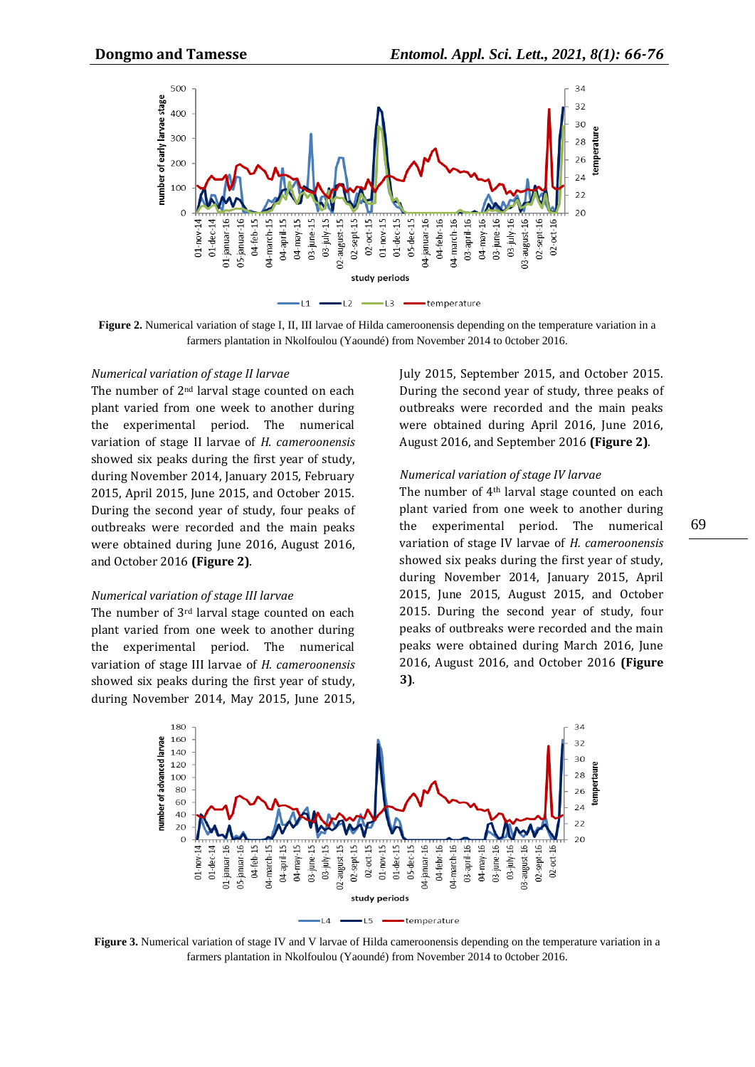**Figure 2.** Numerical variation of stage I, II, III larvae of Hilda cameroonensis depending on the temperature variation in a farmers plantation in Nkolfoulou (Yaoundé) from November 2014 to 0ctober 2016.

*Numerical variation of stage II larvae*

The number of 2nd larval stage counted on each plant varied from one week to another during the experimental period. The numerical variation of stage II larvae of *H. cameroonensis* showed six peaks during the first year of study, during November 2014, January 2015, February 2015, April 2015, June 2015, and October 2015. During the second year of study, four peaks of outbreaks were recorded and the main peaks were obtained during June 2016, August 2016, and October 2016 **(Figure 2)**.

*Numerical variation of stage III larvae*

The number of 3rd larval stage counted on each plant varied from one week to another during the experimental period. The numerical variation of stage III larvae of *H. cameroonensis* showed six peaks during the first year of study, during November 2014, May 2015, June 2015, July 2015, September 2015, and October 2015. During the second year of study, three peaks of outbreaks were recorded and the main peaks were obtained during April 2016, June 2016, August 2016, and September 2016 **(Figure 2)**.

*Numerical variation of stage IV larvae*

The number of 4th larval stage counted on each plant varied from one week to another during the experimental period. The numerical variation of stage IV larvae of *H. cameroonensis* showed six peaks during the first year of study, during November 2014, January 2015, April 2015, June 2015, August 2015, and October 2015. During the second year of study, four peaks of outbreaks were recorded and the main peaks were obtained during March 2016, June 2016, August 2016, and October 2016 **(Figure 3)**.

**Figure 3.** Numerical variation of stage IV and V larvae of Hilda cameroonensis depending on the temperature variation in a farmers plantation in Nkolfoulou (Yaoundé) from November 2014 to 0ctober 2016.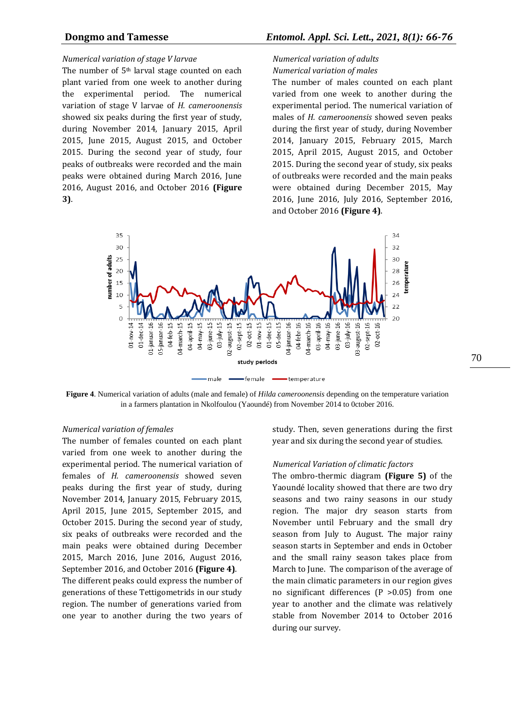*Numerical variation of stage V larvae*

The number of 5th larval stage counted on each plant varied from one week to another during the experimental period. The numerical variation of stage V larvae of *H. cameroonensis* showed six peaks during the first year of study, during November 2014, January 2015, April 2015, June 2015, August 2015, and October 2015. During the second year of study, four peaks of outbreaks were recorded and the main peaks were obtained during March 2016, June 2016, August 2016, and October 2016 **(Figure 3)**.

*Numerical variation of adults*

*Numerical variation of males*

The number of males counted on each plant varied from one week to another during the experimental period. The numerical variation of males of *H. cameroonensis* showed seven peaks during the first year of study, during November 2014, January 2015, February 2015, March 2015, April 2015, August 2015, and October 2015. During the second year of study, six peaks of outbreaks were recorded and the main peaks were obtained during December 2015, May 2016, June 2016, July 2016, September 2016, and October 2016 **(Figure 4)**.

**Figure 4**. Numerical variation of adults (male and female) of *Hilda cameroonensis* depending on the temperature variation in a farmers plantation in Nkolfoulou (Yaoundé) from November 2014 to 0ctober 2016.

*Numerical variation of females*

The number of females counted on each plant varied from one week to another during the experimental period. The numerical variation of females of *H. cameroonensis* showed seven peaks during the first year of study, during November 2014, January 2015, February 2015, April 2015, June 2015, September 2015, and October 2015. During the second year of study, six peaks of outbreaks were recorded and the main peaks were obtained during December 2015, March 2016, June 2016, August 2016, September 2016, and October 2016 **(Figure 4)**.

The different peaks could express the number of generations of these Tettigometrids in our study region. The number of generations varied from one year to another during the two years of study. Then, seven generations during the first year and six during the second year of studies.

*Numerical Variation of climatic factors*

The ombro-thermic diagram **(Figure 5)** of the Yaoundé locality showed that there are two dry seasons and two rainy seasons in our study region. The major dry season starts from November until February and the small dry season from July to August. The major rainy season starts in September and ends in October and the small rainy season takes place from March to June. The comparison of the average of the main climatic parameters in our region gives no significant differences (P >0.05) from one year to another and the climate was relatively stable from November 2014 to October 2016 during our survey.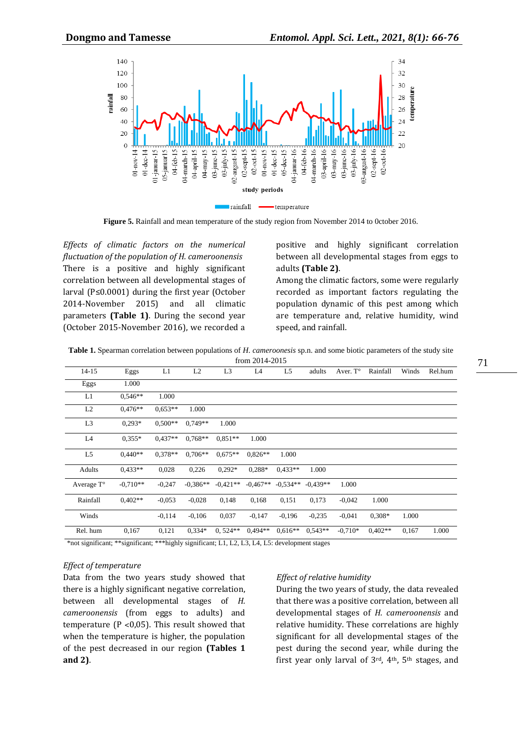**Figure 5.** Rainfall and mean temperature of the study region from November 2014 to 0ctober 2016.

*Effects of climatic factors on the numerical fluctuation of the population of H. cameroonensis*

There is a positive and highly significant correlation between all developmental stages of larval (P≤0.0001) during the first year (October 2014-November 2015) and all climatic parameters **(Table 1)**. During the second year (October 2015-November 2016), we recorded a positive and highly significant correlation between all developmental stages from eggs to adults **(Table 2)**.

Among the climatic factors, some were regularly recorded as important factors regulating the population dynamic of this pest among which are temperature and, relative humidity, wind speed, and rainfall.

**Table 1.** Spearman correlation between populations of *H. cameroonesis* sp.n. and some biotic parameters of the study site from 2014-2015

| 14-15 | Eggs | L1 | L2 | L3 | L4 | L5 | adults | Aver. T° | Rainfall | Winds | Rel.hum |
|---|---|---|---|---|---|---|---|---|---|---|---|
| Eggs | 1.000 | | | | | | | | | | |
| L1 | 0,546** | 1.000 | | | | | | | | | |
| L2 | 0,476** | 0,653** | 1.000 | | | | | | | | |
| L3 | 0,293* | 0,500** | 0,749** | 1.000 | | | | | | | |
| L4 | 0,355* | 0,437** | 0,768** | 0,851** | 1.000 | | | | | | |
| L5 | 0,440** | 0,378** | 0,706** | 0,675** | 0,826** | 1.000 | | | | | |
| Adults | 0,433** | 0,028 | 0,226 | 0,292* | 0,288* | 0,433** | 1.000 | | | | |
| Average T° | -0,710** | -0,247 | -0,386** | -0,421** | -0,467** | -0,534** | -0,439** | 1.000 | | | |
| Rainfall | 0,402** | -0,053 | -0,028 | 0,148 | 0,168 | 0,151 | 0,173 | -0,042 | 1.000 | | |
| Winds | | -0,114 | -0,106 | 0,037 | -0,147 | -0,196 | -0,235 | -0,041 | 0,308* | 1.000 | |
| Rel. hum | 0,167 | 0,121 | 0,334* | 0, 524** | 0,494** | 0,616** | 0,543** | -0,710* | 0,402** | 0,167 | 1.000 |

*not significant; **significant; ***highly significant; L1, L2, L3, L4, L5: development stages

*Effect of temperature*

Data from the two years study showed that there is a highly significant negative correlation, between all developmental stages of *H. cameroonensis* (from eggs to adults) and temperature (P <0,05). This result showed that when the temperature is higher, the population of the pest decreased in our region **(Tables 1 and 2)**.

*Effect of relative humidity*

During the two years of study, the data revealed that there was a positive correlation, between all developmental stages of *H. cameroonensis* and relative humidity. These correlations are highly significant for all developmental stages of the pest during the second year, while during the first year only larval of 3rd, 4th, 5th stages, and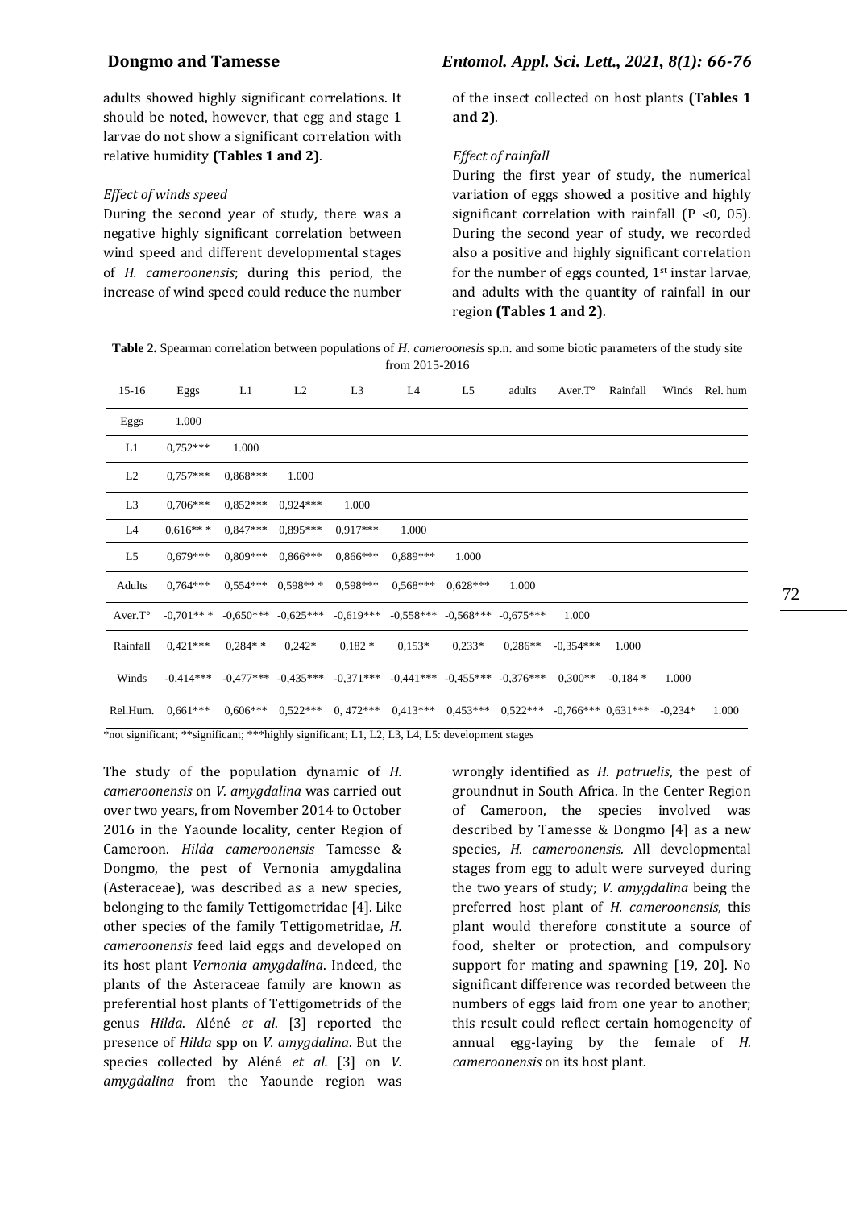adults showed highly significant correlations. It should be noted, however, that egg and stage 1 larvae do not show a significant correlation with relative humidity **(Tables 1 and 2)**.

*Effect of winds speed*

During the second year of study, there was a negative highly significant correlation between wind speed and different developmental stages of *H. cameroonensis*; during this period, the increase of wind speed could reduce the number of the insect collected on host plants **(Tables 1 and 2)**.

*Effect of rainfall*

During the first year of study, the numerical variation of eggs showed a positive and highly significant correlation with rainfall (P <0, 05). During the second year of study, we recorded also a positive and highly significant correlation for the number of eggs counted, 1st instar larvae, and adults with the quantity of rainfall in our region **(Tables 1 and 2)**.

**Table 2.** Spearman correlation between populations of *H. cameroonensis* sp.n. and some biotic parameters of the study site from 2015-2016

| 15-16 | Eggs | L1 | L2 | L3 | L4 | L5 | adults | Aver.T° | Rainfall | Winds | Rel. hum |
|---|---|---|---|---|---|---|---|---|---|---|---|
| Eggs | 1.000 | | | | | | | | | | |
| L1 | 0,752*** | 1.000 | | | | | | | | | |
| L2 | 0,757*** | 0,868*** | 1.000 | | | | | | | | |
| L3 | 0,706*** | 0,852*** | 0,924*** | 1.000 | | | | | | | |
| L4 | 0,616** * | 0,847*** | 0,895*** | 0,917*** | 1.000 | | | | | | |
| L5 | 0,679*** | 0,809*** | 0,866*** | 0,866*** | 0,889*** | 1.000 | | | | | |
| Adults | 0,764*** | 0,554*** | 0,598** * | 0,598*** | 0,568*** | 0,628*** | 1.000 | | | | |
| Aver.T° | -0,701** * | -0,650*** | -0,625*** | -0,619*** | -0,558*** | -0,568*** | -0,675*** | 1.000 | | | |
| Rainfall | 0,421*** | 0,284* * | 0,242* | 0,182 * | 0,153* | 0,233* | 0,286** | -0,354*** | 1.000 | | |
| Winds | -0,414*** | -0,477*** | -0,435*** | -0,371*** | -0,441*** | -0,455*** | -0,376*** | 0,300** | -0,184 * | 1.000 | |
| Rel.Hum. | 0,661*** | 0,606*** | 0,522*** | 0, 472*** | 0,413*** | 0,453*** | 0,522*** | -0,766*** | 0,631*** | -0,234* | 1.000 |

*not significant; **significant; ***highly significant; L1, L2, L3, L4, L5: development stages

The study of the population dynamic of *H. cameroonensis* on *V. amygdalina* was carried out over two years, from November 2014 to October 2016 in the Yaounde locality, center Region of Cameroon. *Hilda cameroonensis* Tamesse & Dongmo, the pest of Vernonia amygdalina (Asteraceae), was described as a new species, belonging to the family Tettigometridae [4]. Like other species of the family Tettigometridae, *H. cameroonensis* feed laid eggs and developed on its host plant *Vernonia amygdalina*. Indeed, the plants of the Asteraceae family are known as preferential host plants of Tettigometrids of the genus *Hilda*. Aléné *et al*. [3] reported the presence of *Hilda* spp on *V. amygdalina*. But the species collected by Aléné *et al.* [3] on *V. amygdalina* from the Yaounde region was wrongly identified as *H. patruelis*, the pest of groundnut in South Africa. In the Center Region of Cameroon, the species involved was described by Tamesse & Dongmo [4] as a new species, *H. cameroonensis.* All developmental stages from egg to adult were surveyed during the two years of study; *V. amygdalina* being the preferred host plant of *H. cameroonensis*, this plant would therefore constitute a source of food, shelter or protection, and compulsory support for mating and spawning [19, 20]. No significant difference was recorded between the numbers of eggs laid from one year to another; this result could reflect certain homogeneity of annual egg-laying by the female of *H. cameroonensis* on its host plant.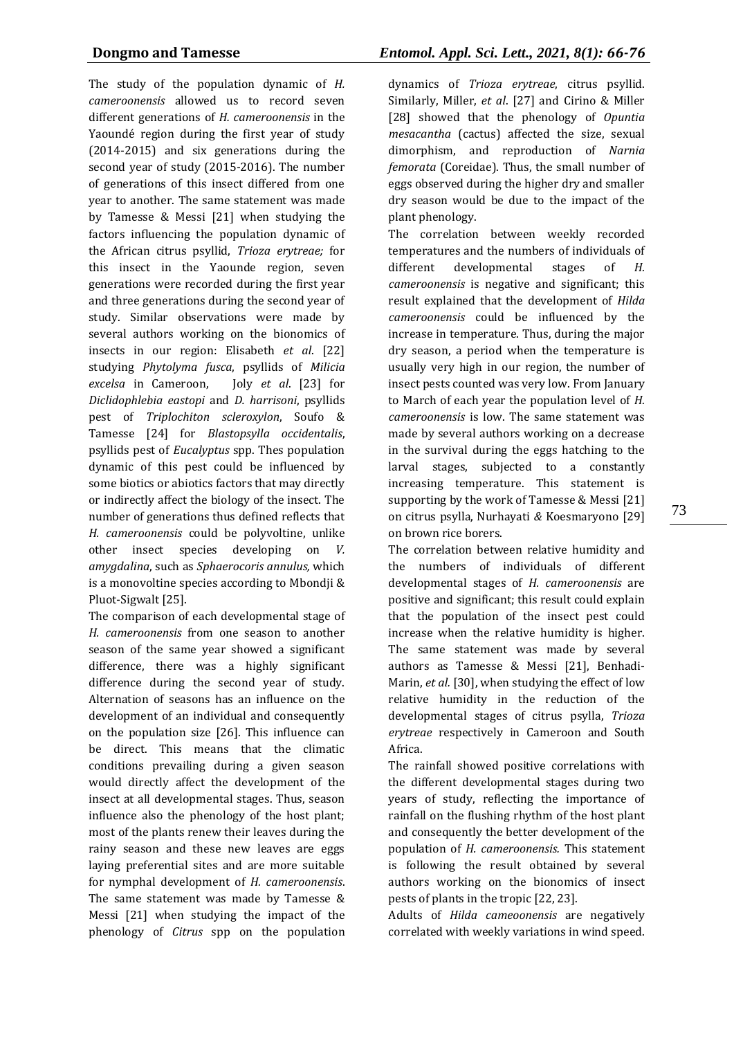The study of the population dynamic of *H. cameroonensis* allowed us to record seven different generations of *H. cameroonensis* in the Yaoundé region during the first year of study (2014-2015) and six generations during the second year of study (2015-2016). The number of generations of this insect differed from one year to another. The same statement was made by Tamesse & Messi [21] when studying the factors influencing the population dynamic of the African citrus psyllid, *Trioza erytreae;* for this insect in the Yaounde region, seven generations were recorded during the first year and three generations during the second year of study. Similar observations were made by several authors working on the bionomics of insects in our region: Elisabeth *et al*. [22] studying *Phytolyma fusca*, psyllids of *Milicia excelsa* in Cameroon, Joly *et al*. [23] for *Diclidophlebia eastopi* and *D. harrisoni*, psyllids pest of *Triplochiton scleroxylon*, Soufo & Tamesse [24] for *Blastopsylla occidentalis*, psyllids pest of *Eucalyptus* spp. Thes population dynamic of this pest could be influenced by some biotics or abiotics factors that may directly or indirectly affect the biology of the insect. The number of generations thus defined reflects that *H. cameroonensis* could be polyvoltine, unlike other insect species developing on *V. amygdalina*, such as *Sphaerocoris annulus,* which is a monovoltine species according to Mbondji & Pluot-Sigwalt [25].

The comparison of each developmental stage of *H. cameroonensis* from one season to another season of the same year showed a significant difference, there was a highly significant difference during the second year of study. Alternation of seasons has an influence on the development of an individual and consequently on the population size [26]. This influence can be direct. This means that the climatic conditions prevailing during a given season would directly affect the development of the insect at all developmental stages. Thus, season influence also the phenology of the host plant; most of the plants renew their leaves during the rainy season and these new leaves are eggs laying preferential sites and are more suitable for nymphal development of *H. cameroonensis*. The same statement was made by Tamesse & Messi [21] when studying the impact of the phenology of *Citrus* spp on the population dynamics of *Trioza erytreae*, citrus psyllid. Similarly, Miller, *et al*. [27] and Cirino & Miller [28] showed that the phenology of *Opuntia mesacantha* (cactus) affected the size, sexual dimorphism, and reproduction of *Narnia femorata* (Coreidae). Thus, the small number of eggs observed during the higher dry and smaller dry season would be due to the impact of the plant phenology.

The correlation between weekly recorded temperatures and the numbers of individuals of different developmental stages of *H. cameroonensis* is negative and significant; this result explained that the development of *Hilda cameroonensis* could be influenced by the increase in temperature. Thus, during the major dry season, a period when the temperature is usually very high in our region, the number of insect pests counted was very low. From January to March of each year the population level of *H. cameroonensis* is low. The same statement was made by several authors working on a decrease in the survival during the eggs hatching to the larval stages, subjected to a constantly increasing temperature. This statement is supporting by the work of Tamesse & Messi [21] on citrus psylla, Nurhayati *&* Koesmaryono [29] on brown rice borers.

The correlation between relative humidity and the numbers of individuals of different developmental stages of *H. cameroonensis* are positive and significant; this result could explain that the population of the insect pest could increase when the relative humidity is higher. The same statement was made by several authors as Tamesse & Messi [21], Benhadi-Marin, *et al.* [30], when studying the effect of low relative humidity in the reduction of the developmental stages of citrus psylla, *Trioza erytreae* respectively in Cameroon and South Africa.

The rainfall showed positive correlations with the different developmental stages during two years of study, reflecting the importance of rainfall on the flushing rhythm of the host plant and consequently the better development of the population of *H. cameroonensis.* This statement is following the result obtained by several authors working on the bionomics of insect pests of plants in the tropic [22, 23].

Adults of *Hilda cameoonensis* are negatively correlated with weekly variations in wind speed.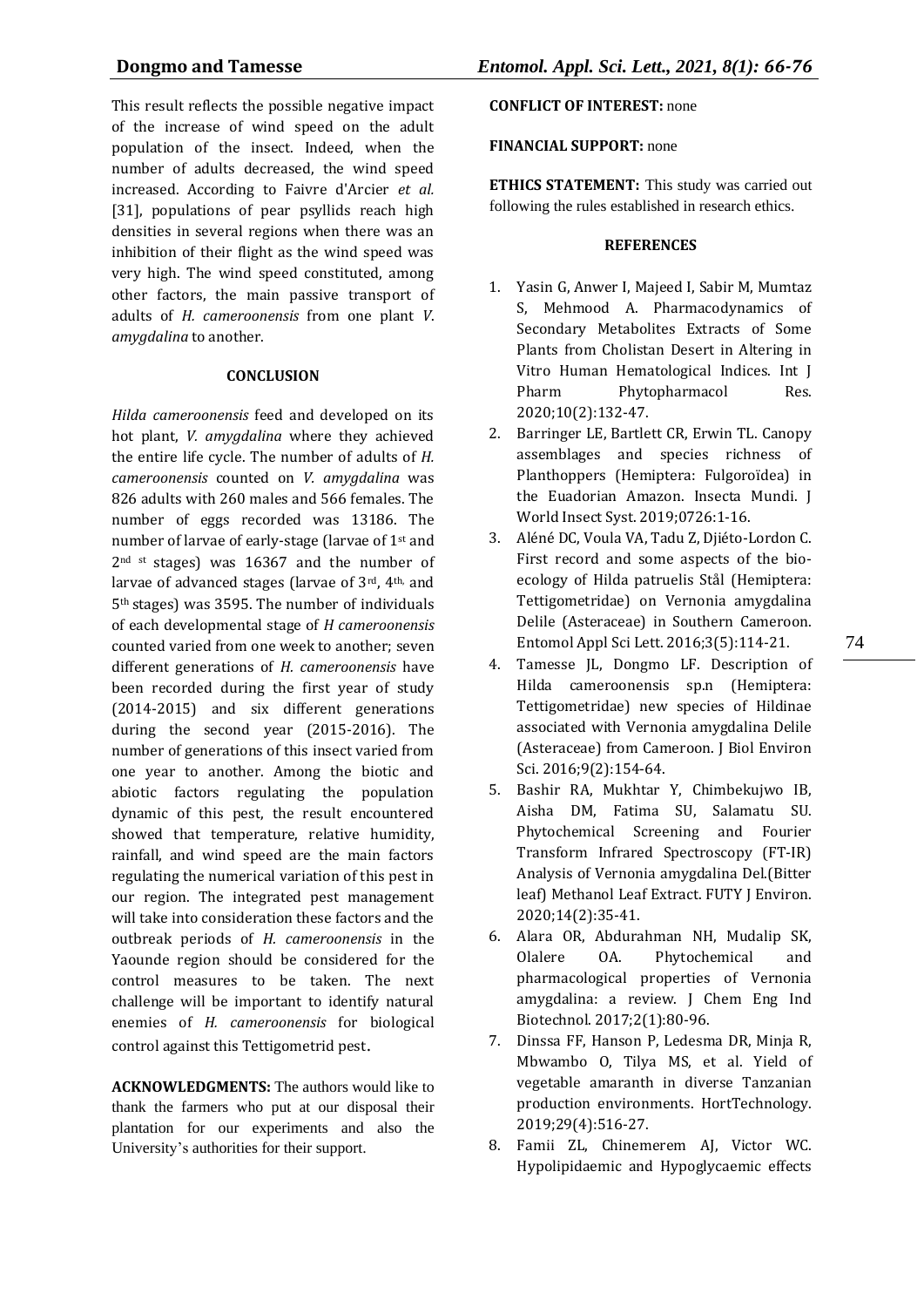This result reflects the possible negative impact of the increase of wind speed on the adult population of the insect. Indeed, when the number of adults decreased, the wind speed increased. According to Faivre d'Arcier *et al.* [31], populations of pear psyllids reach high densities in several regions when there was an inhibition of their flight as the wind speed was very high. The wind speed constituted, among other factors, the main passive transport of adults of *H. cameroonensis* from one plant *V. amygdalina* to another.

## CONCLUSION

*Hilda cameroonensis* feed and developed on its hot plant, *V. amygdalina* where they achieved the entire life cycle. The number of adults of *H. cameroonensis* counted on *V. amygdalina* was 826 adults with 260 males and 566 females. The number of eggs recorded was 13186. The number of larvae of early-stage (larvae of 1st and 2nd st stages) was 16367 and the number of larvae of advanced stages (larvae of 3rd, 4th, and 5th stages) was 3595. The number of individuals of each developmental stage of *H cameroonensis* counted varied from one week to another; seven different generations of *H. cameroonensis* have been recorded during the first year of study (2014-2015) and six different generations during the second year (2015-2016). The number of generations of this insect varied from one year to another. Among the biotic and abiotic factors regulating the population dynamic of this pest, the result encountered showed that temperature, relative humidity, rainfall, and wind speed are the main factors regulating the numerical variation of this pest in our region. The integrated pest management will take into consideration these factors and the outbreak periods of *H. cameroonensis* in the Yaounde region should be considered for the control measures to be taken. The next challenge will be important to identify natural enemies of *H. cameroonensis* for biological control against this Tettigometrid pest.

**ACKNOWLEDGMENTS:** The authors would like to thank the farmers who put at our disposal their plantation for our experiments and also the University's authorities for their support.

**CONFLICT OF INTEREST:** none

**FINANCIAL SUPPORT:** none

**ETHICS STATEMENT:** This study was carried out following the rules established in research ethics.

## REFERENCES

1. Yasin G, Anwer I, Majeed I, Sabir M, Mumtaz S, Mehmood A. Pharmacodynamics of Secondary Metabolites Extracts of Some Plants from Cholistan Desert in Altering in Vitro Human Hematological Indices. Int J Pharm Phytopharmacol Res. 2020;10(2):132-47.
2. Barringer LE, Bartlett CR, Erwin TL. Canopy assemblages and species richness of Planthoppers (Hemiptera: Fulgoroïdea) in the Euadorian Amazon. Insecta Mundi. J World Insect Syst. 2019;0726:1-16.
3. Aléné DC, Voula VA, Tadu Z, Djiéto-Lordon C. First record and some aspects of the bio-ecology of Hilda patruelis Stål (Hemiptera: Tettigometridae) on Vernonia amygdalina Delile (Asteraceae) in Southern Cameroon. Entomol Appl Sci Lett. 2016;3(5):114-21.
4. Tamesse JL, Dongmo LF. Description of Hilda cameroonensis sp.n (Hemiptera: Tettigometridae) new species of Hildinae associated with Vernonia amygdalina Delile (Asteraceae) from Cameroon. J Biol Environ Sci. 2016;9(2):154-64.
5. Bashir RA, Mukhtar Y, Chimbekujwo IB, Aisha DM, Fatima SU, Salamatu SU. Phytochemical Screening and Fourier Transform Infrared Spectroscopy (FT-IR) Analysis of Vernonia amygdalina Del.(Bitter leaf) Methanol Leaf Extract. FUTY J Environ. 2020;14(2):35-41.
6. Alara OR, Abdurahman NH, Mudalip SK, Olalere OA. Phytochemical and pharmacological properties of Vernonia amygdalina: a review. J Chem Eng Ind Biotechnol. 2017;2(1):80-96.
7. Dinssa FF, Hanson P, Ledesma DR, Minja R, Mbwambo O, Tilya MS, et al. Yield of vegetable amaranth in diverse Tanzanian production environments. HortTechnology. 2019;29(4):516-27.
8. Famii ZL, Chinemerem AJ, Victor WC. Hypolipidaemic and Hypoglycaemic effects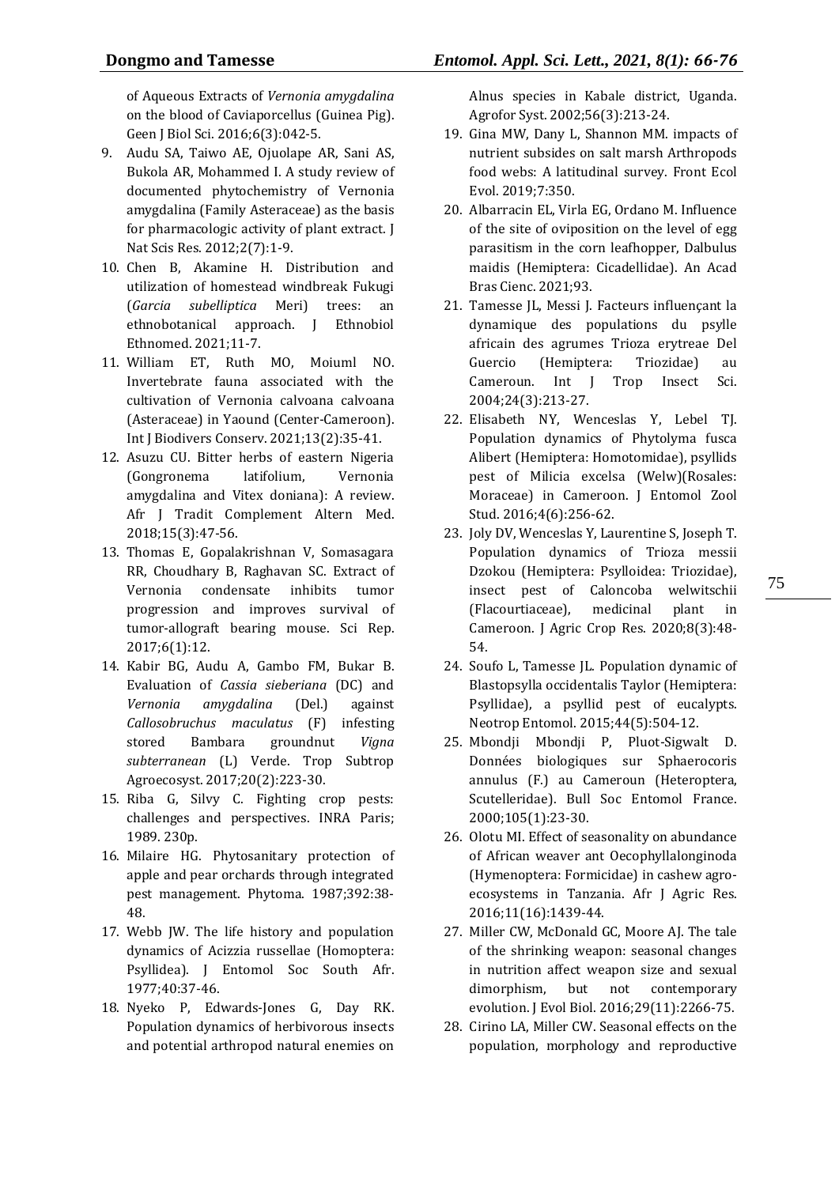of Aqueous Extracts of *Vernonia amygdalina* on the blood of Caviaporcellus (Guinea Pig). Geen J Biol Sci. 2016;6(3):042-5.

9. Audu SA, Taiwo AE, Ojuolape AR, Sani AS, Bukola AR, Mohammed I. A study review of documented phytochemistry of Vernonia amygdalina (Family Asteraceae) as the basis for pharmacologic activity of plant extract. J Nat Scis Res. 2012;2(7):1-9.
10. Chen B, Akamine H. Distribution and utilization of homestead windbreak Fukugi (*Garcia subelliptica* Meri) trees: an ethnobotanical approach. J Ethnobiol Ethnomed. 2021;11-7.
11. William ET, Ruth MO, Moiuml NO. Invertebrate fauna associated with the cultivation of Vernonia calvoana calvoana (Asteraceae) in Yaound (Center-Cameroon). Int J Biodivers Conserv. 2021;13(2):35-41.
12. Asuzu CU. Bitter herbs of eastern Nigeria (Gongronema latifolium, Vernonia amygdalina and Vitex doniana): A review. Afr J Tradit Complement Altern Med. 2018;15(3):47-56.
13. Thomas E, Gopalakrishnan V, Somasagara RR, Choudhary B, Raghavan SC. Extract of Vernonia condensate inhibits tumor progression and improves survival of tumor-allograft bearing mouse. Sci Rep. 2017;6(1):12.
14. Kabir BG, Audu A, Gambo FM, Bukar B. Evaluation of *Cassia sieberiana* (DC) and *Vernonia amygdalina* (Del.) against *Callosobruchus maculatus* (F) infesting stored Bambara groundnut *Vigna subterranean* (L) Verde. Trop Subtrop Agroecosyst. 2017;20(2):223-30.
15. Riba G, Silvy C. Fighting crop pests: challenges and perspectives. INRA Paris; 1989. 230p.
16. Milaire HG. Phytosanitary protection of apple and pear orchards through integrated pest management. Phytoma. 1987;392:38-48.
17. Webb JW. The life history and population dynamics of Acizzia russellae (Homoptera: Psyllidea). J Entomol Soc South Afr. 1977;40:37-46.
18. Nyeko P, Edwards-Jones G, Day RK. Population dynamics of herbivorous insects and potential arthropod natural enemies on Alnus species in Kabale district, Uganda. Agrofor Syst. 2002;56(3):213-24.
19. Gina MW, Dany L, Shannon MM. impacts of nutrient subsides on salt marsh Arthropods food webs: A latitudinal survey. Front Ecol Evol. 2019;7:350.
20. Albarracin EL, Virla EG, Ordano M. Influence of the site of oviposition on the level of egg parasitism in the corn leafhopper, Dalbulus maidis (Hemiptera: Cicadellidae). An Acad Bras Cienc. 2021;93.
21. Tamesse JL, Messi J. Facteurs influençant la dynamique des populations du psylle africain des agrumes Trioza erytreae Del Guercio (Hemiptera: Triozidae) au Cameroun. Int J Trop Insect Sci. 2004;24(3):213-27.
22. Elisabeth NY, Wenceslas Y, Lebel TJ. Population dynamics of Phytolyma fusca Alibert (Hemiptera: Homotomidae), psyllids pest of Milicia excelsa (Welw)(Rosales: Moraceae) in Cameroon. J Entomol Zool Stud. 2016;4(6):256-62.
23. Joly DV, Wenceslas Y, Laurentine S, Joseph T. Population dynamics of Trioza messii Dzokou (Hemiptera: Psylloidea: Triozidae), insect pest of Caloncoba welwitschii (Flacourtiaceae), medicinal plant in Cameroon. J Agric Crop Res. 2020;8(3):48-54.
24. Soufo L, Tamesse JL. Population dynamic of Blastopsylla occidentalis Taylor (Hemiptera: Psyllidae), a psyllid pest of eucalypts. Neotrop Entomol. 2015;44(5):504-12.
25. Mbondji Mbondji P, Pluot-Sigwalt D. Données biologiques sur Sphaerocoris annulus (F.) au Cameroun (Heteroptera, Scutelleridae). Bull Soc Entomol France. 2000;105(1):23-30.
26. Olotu MI. Effect of seasonality on abundance of African weaver ant Oecophyllalonginoda (Hymenoptera: Formicidae) in cashew agro-ecosystems in Tanzania. Afr J Agric Res. 2016;11(16):1439-44.
27. Miller CW, McDonald GC, Moore AJ. The tale of the shrinking weapon: seasonal changes in nutrition affect weapon size and sexual dimorphism, but not contemporary evolution. J Evol Biol. 2016;29(11):2266-75.
28. Cirino LA, Miller CW. Seasonal effects on the population, morphology and reproductive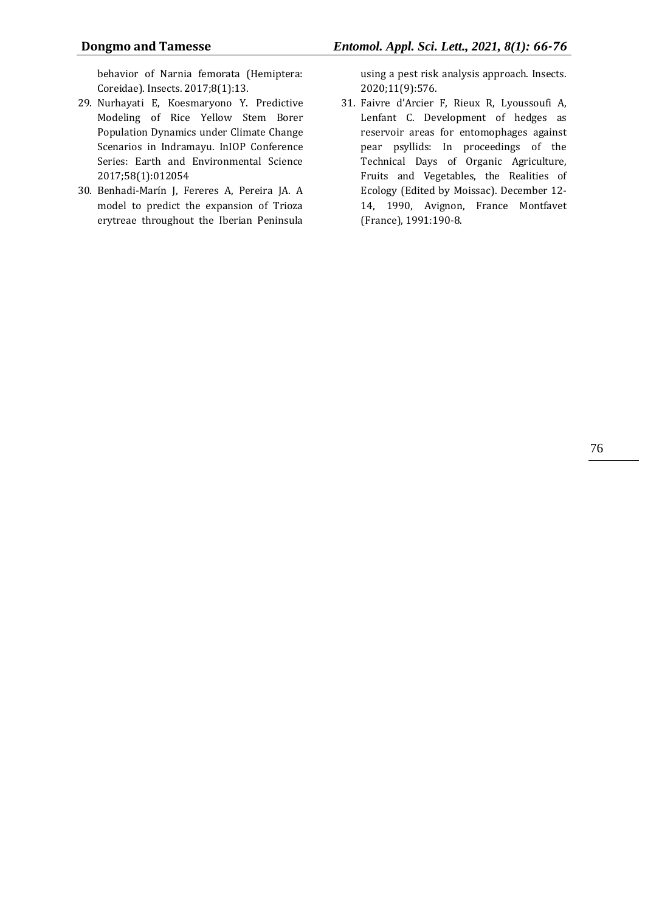behavior of Narnia femorata (Hemiptera: Coreidae). Insects. 2017;8(1):13.

29. Nurhayati E, Koesmaryono Y. Predictive Modeling of Rice Yellow Stem Borer Population Dynamics under Climate Change Scenarios in Indramayu. InIOP Conference Series: Earth and Environmental Science 2017;58(1):012054
30. Benhadi-Marín J, Fereres A, Pereira JA. A model to predict the expansion of Trioza erytreae throughout the Iberian Peninsula using a pest risk analysis approach. Insects. 2020;11(9):576.
31. Faivre d'Arcier F, Rieux R, Lyoussoufi A, Lenfant C. Development of hedges as reservoir areas for entomophages against pear psyllids: In proceedings of the Technical Days of Organic Agriculture, Fruits and Vegetables, the Realities of Ecology (Edited by Moissac). December 12-14, 1990, Avignon, France Montfavet (France), 1991:190-8.